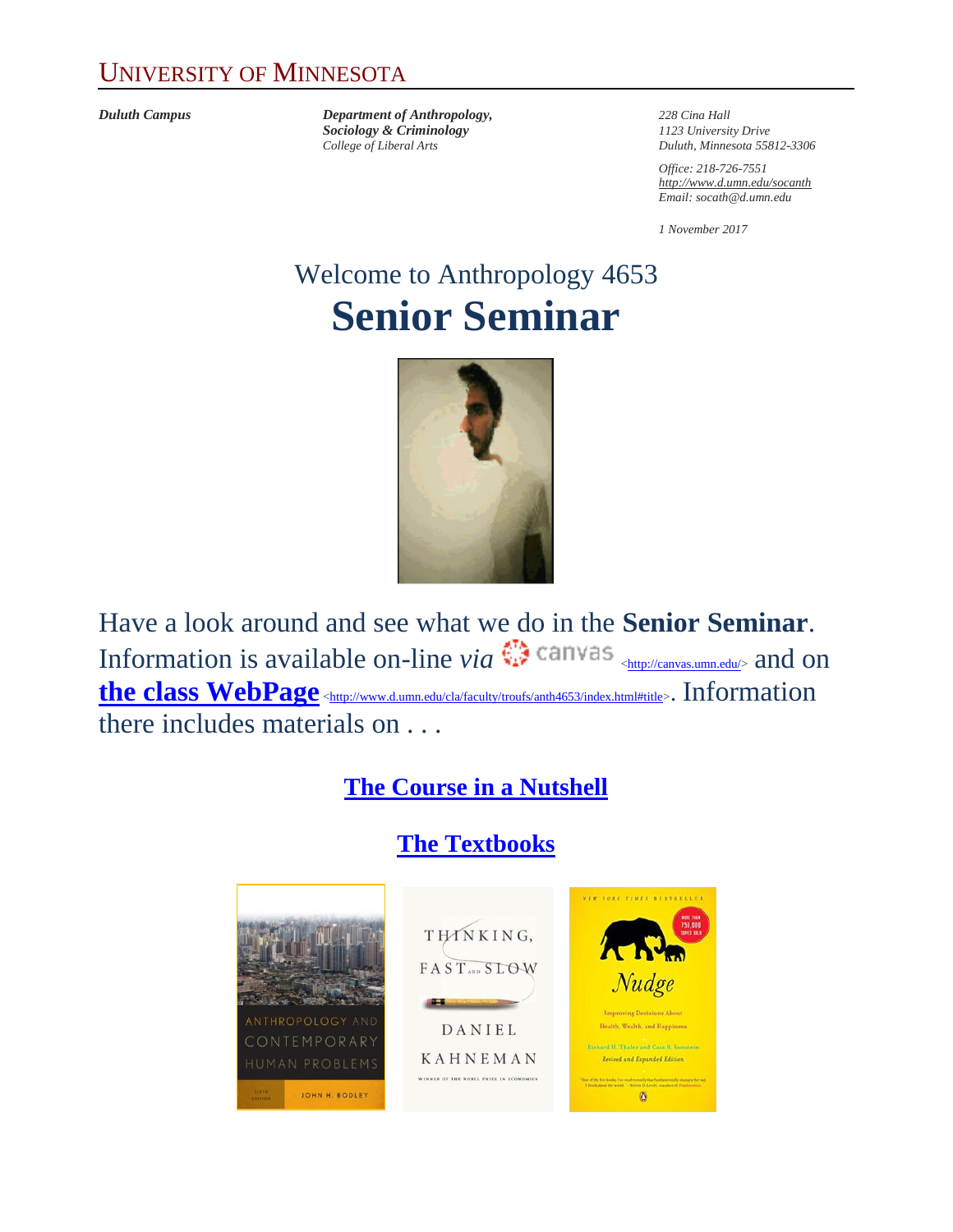# UNIVERSITY OF MINNESOTA

***Duluth Campus***

***Department of Anthropology, Sociology & Criminology***
*College of Liberal Arts*

*228 Cina Hall*
*1123 University Drive*
*Duluth, Minnesota 55812-3306*

*Office: 218-726-7551*
*http://www.d.umn.edu/socanth*
*Email: socath@d.umn.edu*

*1 November 2017*

## Welcome to Anthropology 4653

# Senior Seminar

Have a look around and see what we do in the **Senior Seminar**. Information is available on-line *via* canvas <http://canvas.umn.edu/> and on **the class WebPage** <http://www.d.umn.edu/cla/faculty/troufs/anth4653/index.html#title>. Information there includes materials on . . .

**The Course in a Nutshell**

**The Textbooks**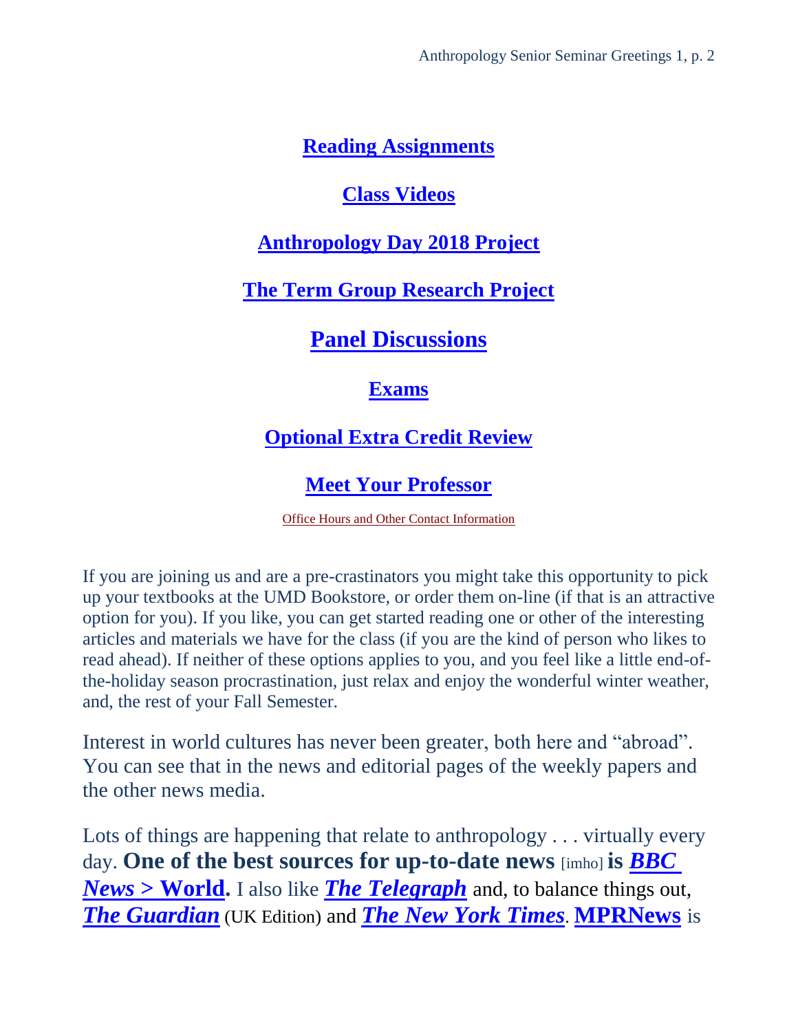**Reading Assignments**

**Class Videos**

**Anthropology Day 2018 Project**

**The Term Group Research Project**

**Panel Discussions**

**Exams**

**Optional Extra Credit Review**

**Meet Your Professor**

Office Hours and Other Contact Information

If you are joining us and are a pre-crastinators you might take this opportunity to pick up your textbooks at the UMD Bookstore, or order them on-line (if that is an attractive option for you). If you like, you can get started reading one or other of the interesting articles and materials we have for the class (if you are the kind of person who likes to read ahead). If neither of these options applies to you, and you feel like a little end-of-the-holiday season procrastination, just relax and enjoy the wonderful winter weather, and, the rest of your Fall Semester.

Interest in world cultures has never been greater, both here and "abroad". You can see that in the news and editorial pages of the weekly papers and the other news media.

Lots of things are happening that relate to anthropology . . . virtually every day. **One of the best sources for up-to-date news** [imho] **is *BBC News* > World.** I also like ***The Telegraph*** and, to balance things out, ***The Guardian*** (UK Edition) and ***The New York Times***. **MPRNews** is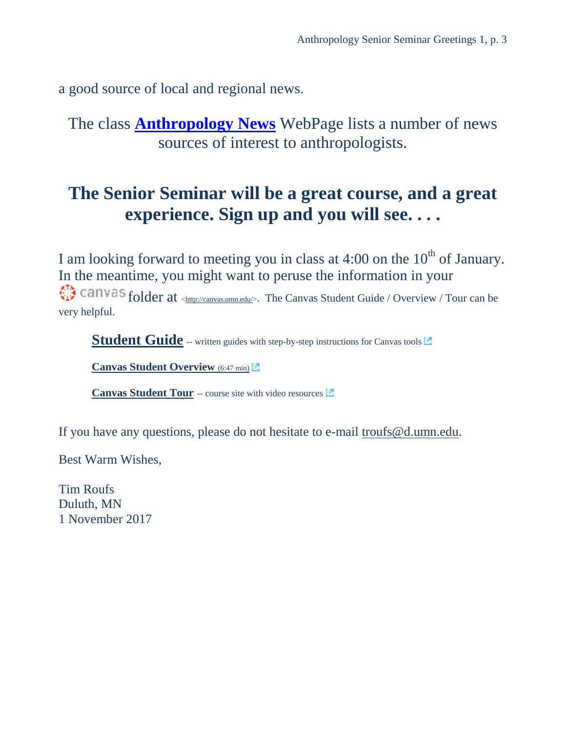a good source of local and regional news.

The class **Anthropology News** WebPage lists a number of news sources of interest to anthropologists.

## The Senior Seminar will be a great course, and a great experience. Sign up and you will see. . . .

I am looking forward to meeting you in class at 4:00 on the 10th of January. In the meantime, you might want to peruse the information in your canvas folder at <http://canvas.umn.edu/>. The Canvas Student Guide / Overview / Tour can be very helpful.

> **Student Guide** -- written guides with step-by-step instructions for Canvas tools
>
> **Canvas Student Overview** (6:47 min)
>
> **Canvas Student Tour** -- course site with video resources

If you have any questions, please do not hesitate to e-mail troufs@d.umn.edu.

Best Warm Wishes,

Tim Roufs
Duluth, MN
1 November 2017